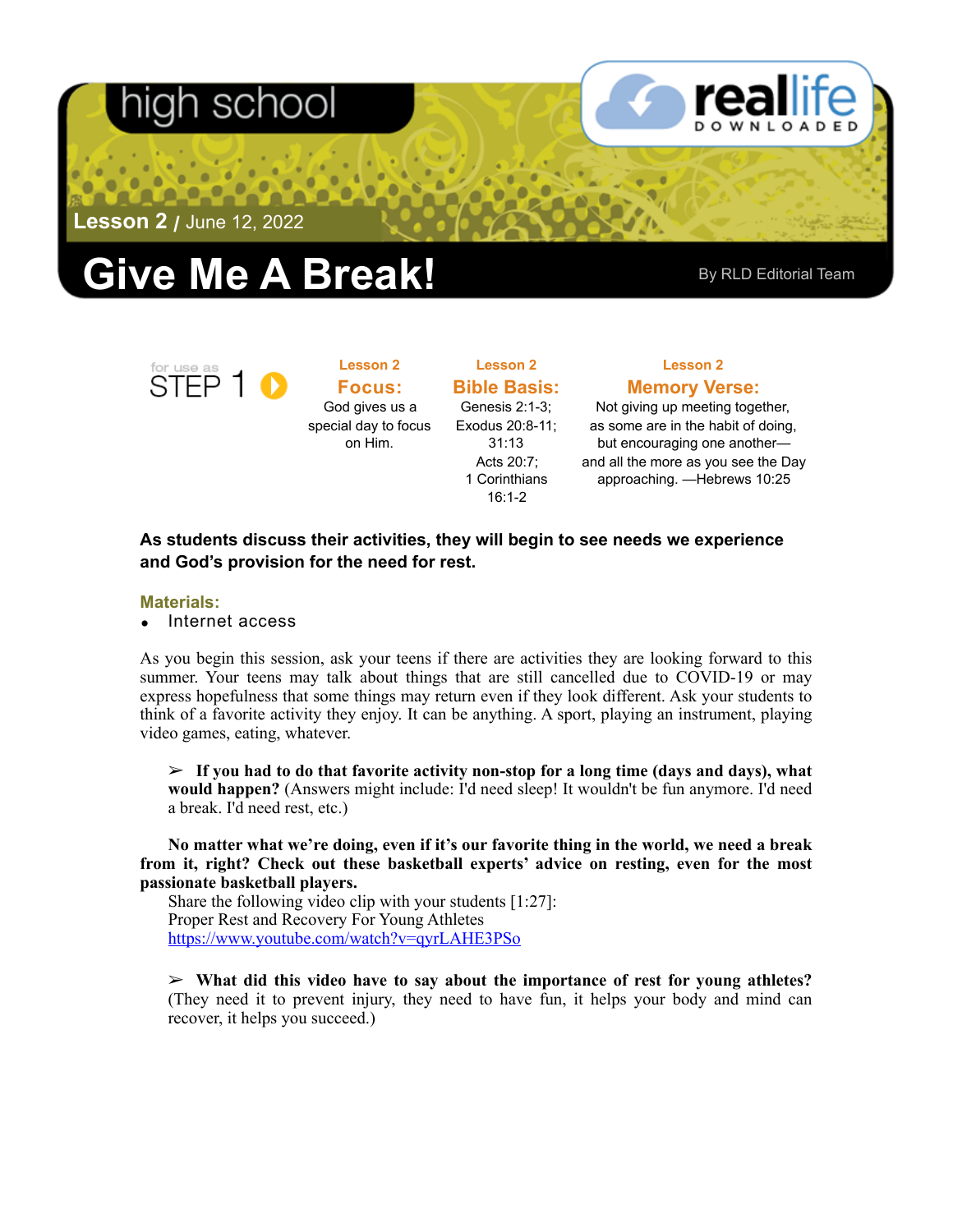high school

reallife DOWNLOADED

**Lesson 2** / June 12, 2022

# Give Me A Break!

By RLD Editorial Team

for use as STEP 1

**Lesson 2**
**Focus:**
God gives us a special day to focus on Him.

**Lesson 2**
**Bible Basis:**
Genesis 2:1-3; Exodus 20:8-11; 31:13
Acts 20:7;
1 Corinthians 16:1-2

**Lesson 2**
**Memory Verse:**
Not giving up meeting together, as some are in the habit of doing, but encouraging one another—and all the more as you see the Day approaching. —Hebrews 10:25

**As students discuss their activities, they will begin to see needs we experience and God's provision for the need for rest.**

**Materials:**

- Internet access

As you begin this session, ask your teens if there are activities they are looking forward to this summer. Your teens may talk about things that are still cancelled due to COVID-19 or may express hopefulness that some things may return even if they look different. Ask your students to think of a favorite activity they enjoy. It can be anything. A sport, playing an instrument, playing video games, eating, whatever.

> ➢ **If you had to do that favorite activity non-stop for a long time (days and days), what would happen?** (Answers might include: I'd need sleep! It wouldn't be fun anymore. I'd need a break. I'd need rest, etc.)

**No matter what we're doing, even if it's our favorite thing in the world, we need a break from it, right? Check out these basketball experts' advice on resting, even for the most passionate basketball players.**

Share the following video clip with your students [1:27]:
Proper Rest and Recovery For Young Athletes
https://www.youtube.com/watch?v=qyrLAHE3PSo

> ➢ **What did this video have to say about the importance of rest for young athletes?** (They need it to prevent injury, they need to have fun, it helps your body and mind can recover, it helps you succeed.)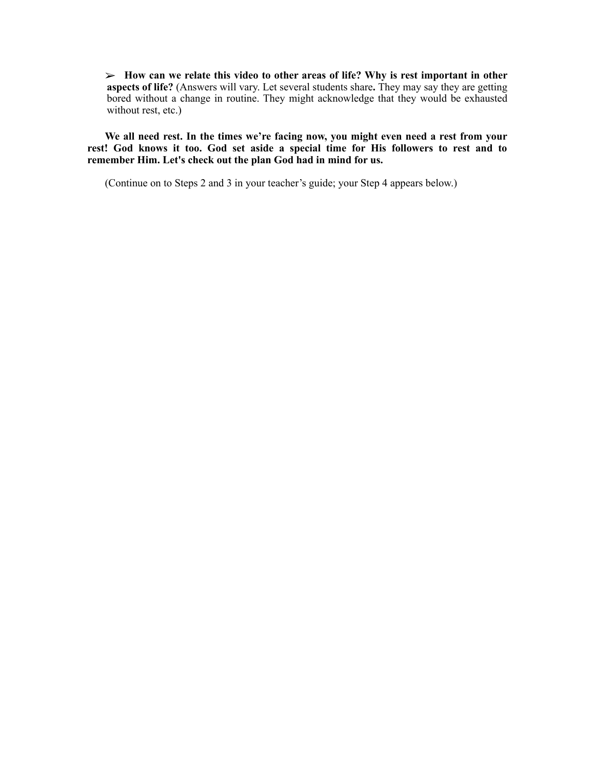- **How can we relate this video to other areas of life? Why is rest important in other aspects of life?** (Answers will vary. Let several students share**.** They may say they are getting bored without a change in routine. They might acknowledge that they would be exhausted without rest, etc.)

**We all need rest. In the times we're facing now, you might even need a rest from your rest! God knows it too. God set aside a special time for His followers to rest and to remember Him. Let's check out the plan God had in mind for us.**

(Continue on to Steps 2 and 3 in your teacher's guide; your Step 4 appears below.)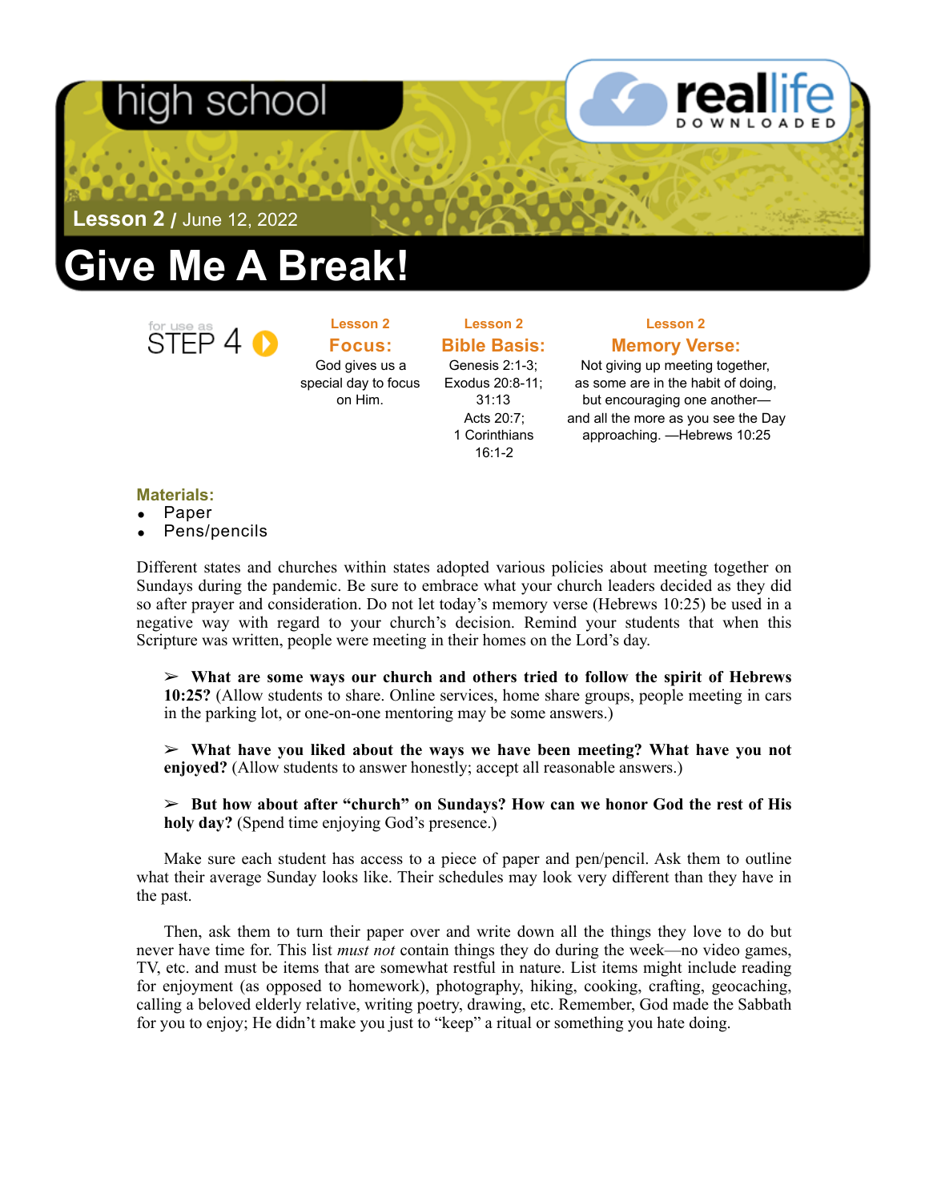high school

real life DOWNLOADED

**Lesson 2** / June 12, 2022

# Give Me A Break!

for use as STEP 4

**Lesson 2**
## Focus:
God gives us a special day to focus on Him.

**Lesson 2**
## Bible Basis:
Genesis 2:1-3; Exodus 20:8-11; 31:13
Acts 20:7; 1 Corinthians 16:1-2

**Lesson 2**
## Memory Verse:
Not giving up meeting together, as some are in the habit of doing, but encouraging one another—and all the more as you see the Day approaching. —Hebrews 10:25

**Materials:**

- Paper
- Pens/pencils

Different states and churches within states adopted various policies about meeting together on Sundays during the pandemic. Be sure to embrace what your church leaders decided as they did so after prayer and consideration. Do not let today's memory verse (Hebrews 10:25) be used in a negative way with regard to your church's decision. Remind your students that when this Scripture was written, people were meeting in their homes on the Lord's day.

> ➢ **What are some ways our church and others tried to follow the spirit of Hebrews 10:25?** (Allow students to share. Online services, home share groups, people meeting in cars in the parking lot, or one-on-one mentoring may be some answers.)
>
> ➢ **What have you liked about the ways we have been meeting? What have you not enjoyed?** (Allow students to answer honestly; accept all reasonable answers.)
>
> ➢ **But how about after "church" on Sundays? How can we honor God the rest of His holy day?** (Spend time enjoying God's presence.)

Make sure each student has access to a piece of paper and pen/pencil. Ask them to outline what their average Sunday looks like. Their schedules may look very different than they have in the past.

Then, ask them to turn their paper over and write down all the things they love to do but never have time for. This list *must not* contain things they do during the week—no video games, TV, etc. and must be items that are somewhat restful in nature. List items might include reading for enjoyment (as opposed to homework), photography, hiking, cooking, crafting, geocaching, calling a beloved elderly relative, writing poetry, drawing, etc. Remember, God made the Sabbath for you to enjoy; He didn't make you just to "keep" a ritual or something you hate doing.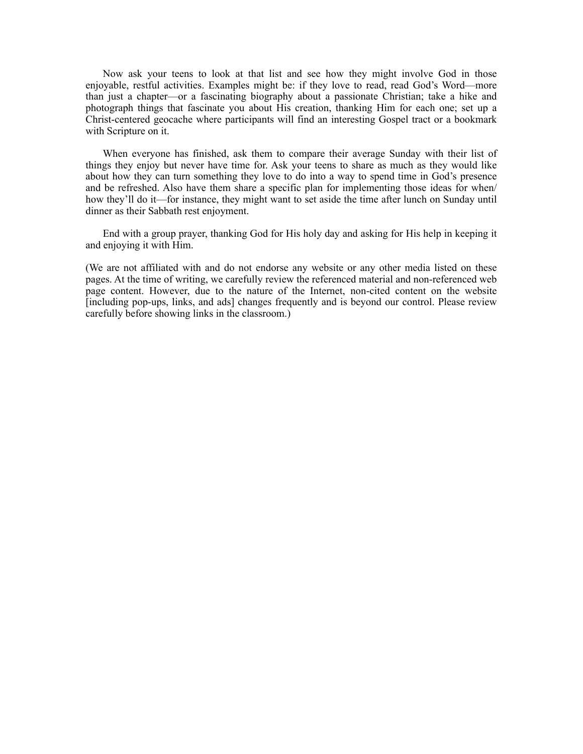Now ask your teens to look at that list and see how they might involve God in those enjoyable, restful activities. Examples might be: if they love to read, read God's Word—more than just a chapter—or a fascinating biography about a passionate Christian; take a hike and photograph things that fascinate you about His creation, thanking Him for each one; set up a Christ-centered geocache where participants will find an interesting Gospel tract or a bookmark with Scripture on it.

When everyone has finished, ask them to compare their average Sunday with their list of things they enjoy but never have time for. Ask your teens to share as much as they would like about how they can turn something they love to do into a way to spend time in God's presence and be refreshed. Also have them share a specific plan for implementing those ideas for when/how they'll do it—for instance, they might want to set aside the time after lunch on Sunday until dinner as their Sabbath rest enjoyment.

End with a group prayer, thanking God for His holy day and asking for His help in keeping it and enjoying it with Him.

(We are not affiliated with and do not endorse any website or any other media listed on these pages. At the time of writing, we carefully review the referenced material and non-referenced web page content. However, due to the nature of the Internet, non-cited content on the website [including pop-ups, links, and ads] changes frequently and is beyond our control. Please review carefully before showing links in the classroom.)